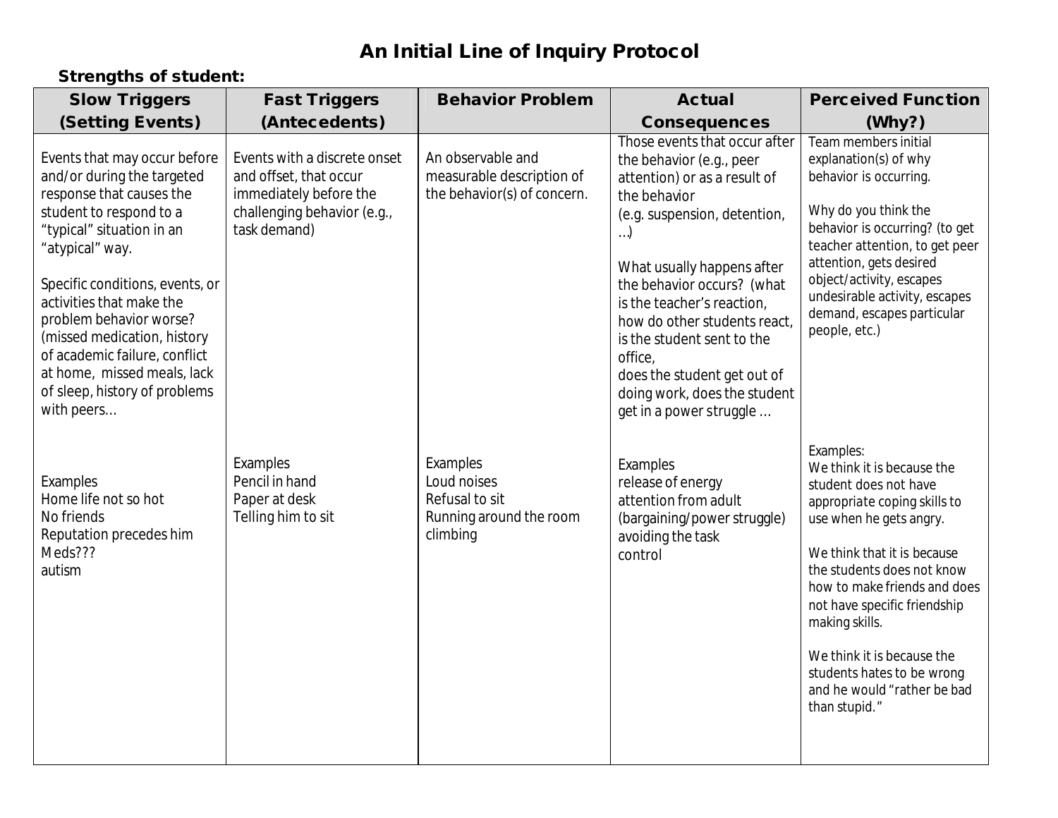# An Initial Line of Inquiry Protocol

**Strengths of student:**

| Slow Triggers (Setting Events) | Fast Triggers (Antecedents) | Behavior Problem | Actual Consequences | Perceived Function (Why?) |
|---|---|---|---|---|
| Events that may occur before and/or during the targeted response that causes the student to respond to a "typical" situation in an "atypical" way.<br><br>Specific conditions, events, or activities that make the problem behavior worse? (missed medication, history of academic failure, conflict at home, missed meals, lack of sleep, history of problems with peers… | Events with a discrete onset and offset, that occur immediately before the challenging behavior (e.g., task demand) | An observable and measurable description of the behavior(s) of concern. | Those events that occur after the behavior (e.g., peer attention) or as a result of the behavior (e.g. suspension, detention, …)<br><br>What usually happens after the behavior occurs? (what is the teacher's reaction, how do other students react, is the student sent to the office, does the student get out of doing work, does the student get in a power struggle … | Team members initial explanation(s) of why behavior is occurring.<br><br>Why do you think the behavior is occurring? (to get teacher attention, to get peer attention, gets desired object/activity, escapes undesirable activity, escapes demand, escapes particular people, etc.) |
| Examples<br>Home life not so hot<br>No friends<br>Reputation precedes him<br>Meds???<br>autism | Examples<br>Pencil in hand<br>Paper at desk<br>Telling him to sit | Examples<br>Loud noises<br>Refusal to sit<br>Running around the room<br>climbing | Examples<br>release of energy<br>attention from adult (bargaining/power struggle)<br>avoiding the task<br>control | Examples:<br>We think it is because the student does not have appropriate coping skills to use when he gets angry.<br><br>We think that it is because the students does not know how to make friends and does not have specific friendship making skills.<br><br>We think it is because the students hates to be wrong and he would "rather be bad than stupid." |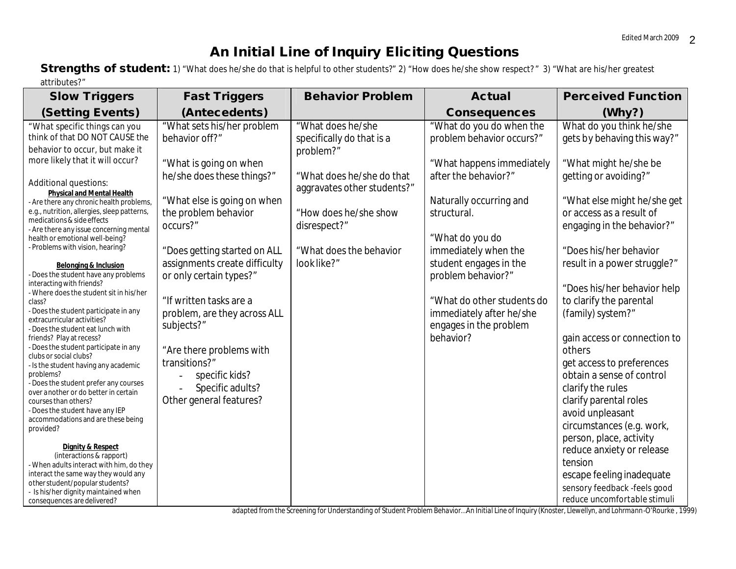# An Initial Line of Inquiry Eliciting Questions

**Strengths of student:** 1) "What does he/she do that is helpful to other students?" 2) "How does he/she show respect?" 3) "What are his/her greatest attributes?"

| Slow Triggers (Setting Events) | Fast Triggers (Antecedents) | Behavior Problem | Actual Consequences | Perceived Function (Why?) |
|---|---|---|---|---|
| "What specific things can you think of that DO NOT CAUSE the behavior to occur, but make it more likely that it will occur?<br><br>Additional questions:<br>**Physical and Mental Health**<br>- Are there any chronic health problems, e.g., nutrition, allergies, sleep patterns, medications & side effects<br>- Are there any issue concerning mental health or emotional well-being?<br>- Problems with vision, hearing?<br><br>**Belonging & Inclusion**<br>- Does the student have any problems interacting with friends?<br>- Where does the student sit in his/her class?<br>- Does the student participate in any extracurricular activities?<br>- Does the student eat lunch with friends? Play at recess?<br>- Does the student participate in any clubs or social clubs?<br>- Is the student having any academic problems?<br>- Does the student prefer any courses over another or do better in certain courses than others?<br>- Does the student have any IEP accommodations and are these being provided?<br><br>**Dignity & Respect**<br>(interactions & rapport)<br>- When adults interact with him, do they interact the same way they would any other student/popular students?<br>- Is his/her dignity maintained when consequences are delivered? | "What sets his/her problem behavior off?"<br><br>"What is going on when he/she does these things?"<br><br>"What else is going on when the problem behavior occurs?"<br><br>"Does getting started on ALL assignments create difficulty or only certain types?"<br><br>"If written tasks are a problem, are they across ALL subjects?"<br><br>"Are there problems with transitions?"<br>- specific kids?<br>- Specific adults?<br>Other general features? | "What does he/she specifically do that is a problem?"<br><br>"What does he/she do that aggravates other students?"<br><br>"How does he/she show disrespect?"<br><br>"What does the behavior look like?" | "What do you do when the problem behavior occurs?"<br><br>"What happens immediately after the behavior?"<br><br>Naturally occurring and structural.<br><br>"What do you do immediately when the student engages in the problem behavior?"<br><br>"What do other students do immediately after he/she engages in the problem behavior? | What do you think he/she gets by behaving this way?"<br><br>"What might he/she be getting or avoiding?"<br><br>"What else might he/she get or access as a result of engaging in the behavior?"<br><br>"Does his/her behavior result in a power struggle?"<br><br>"Does his/her behavior help to clarify the parental (family) system?"<br><br>gain access or connection to others<br>get access to preferences<br>obtain a sense of control<br>clarify the rules<br>clarify parental roles<br>avoid unpleasant circumstances (e.g. work, person, place, activity<br>reduce anxiety or release tension<br>escape feeling inadequate<br>sensory feedback -feels good<br>reduce uncomfortable stimuli |

adapted from the Screening for Understanding of Student Problem Behavior…An Initial Line of Inquiry (Knoster, Llewellyn, and Lohrmann-O'Rourke , 1999)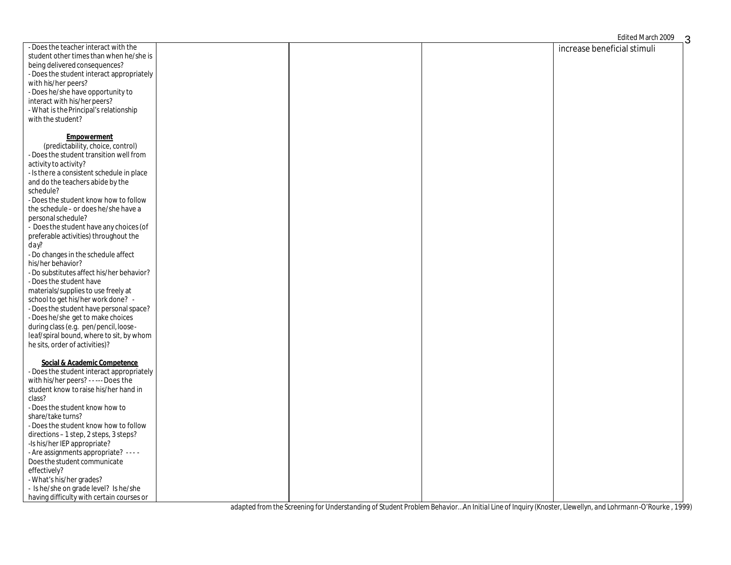| | | | |
|---|---|---|---|
| - Does the teacher interact with the student other times than when he/she is being delivered consequences?<br>- Does the student interact appropriately with his/her peers?<br>- Does he/she have opportunity to interact with his/her peers?<br>- What is the Principal's relationship with the student?<br><br>**Empowerment**<br>(predictability, choice, control)<br>- Does the student transition well from activity to activity?<br>- Is there a consistent schedule in place and do the teachers abide by the schedule?<br>- Does the student know how to follow the schedule – or does he/she have a personal schedule?<br>- Does the student have any choices (of preferable activities) throughout the day?<br>- Do changes in the schedule affect his/her behavior?<br>- Do substitutes affect his/her behavior?<br>- Does the student have materials/supplies to use freely at school to get his/her work done? -<br>- Does the student have personal space?<br>- Does he/she get to make choices during class (e.g. pen/pencil, loose-leaf/spiral bound, where to sit, by whom he sits, order of activities)?<br><br>**Social & Academic Competence**<br>- Does the student interact appropriately with his/her peers? - - --- Does the student know to raise his/her hand in class?<br>- Does the student know how to share/take turns?<br>- Does the student know how to follow directions – 1 step, 2 steps, 3 steps?<br>-Is his/her IEP appropriate?<br>- Are assignments appropriate? - - - -<br>Does the student communicate effectively?<br>- What's his/her grades?<br>- Is he/she on grade level? Is he/she having difficulty with certain courses or | | | | increase beneficial stimuli |

adapted from the Screening for Understanding of Student Problem Behavior…An Initial Line of Inquiry (Knoster, Llewellyn, and Lohrmann-O'Rourke , 1999)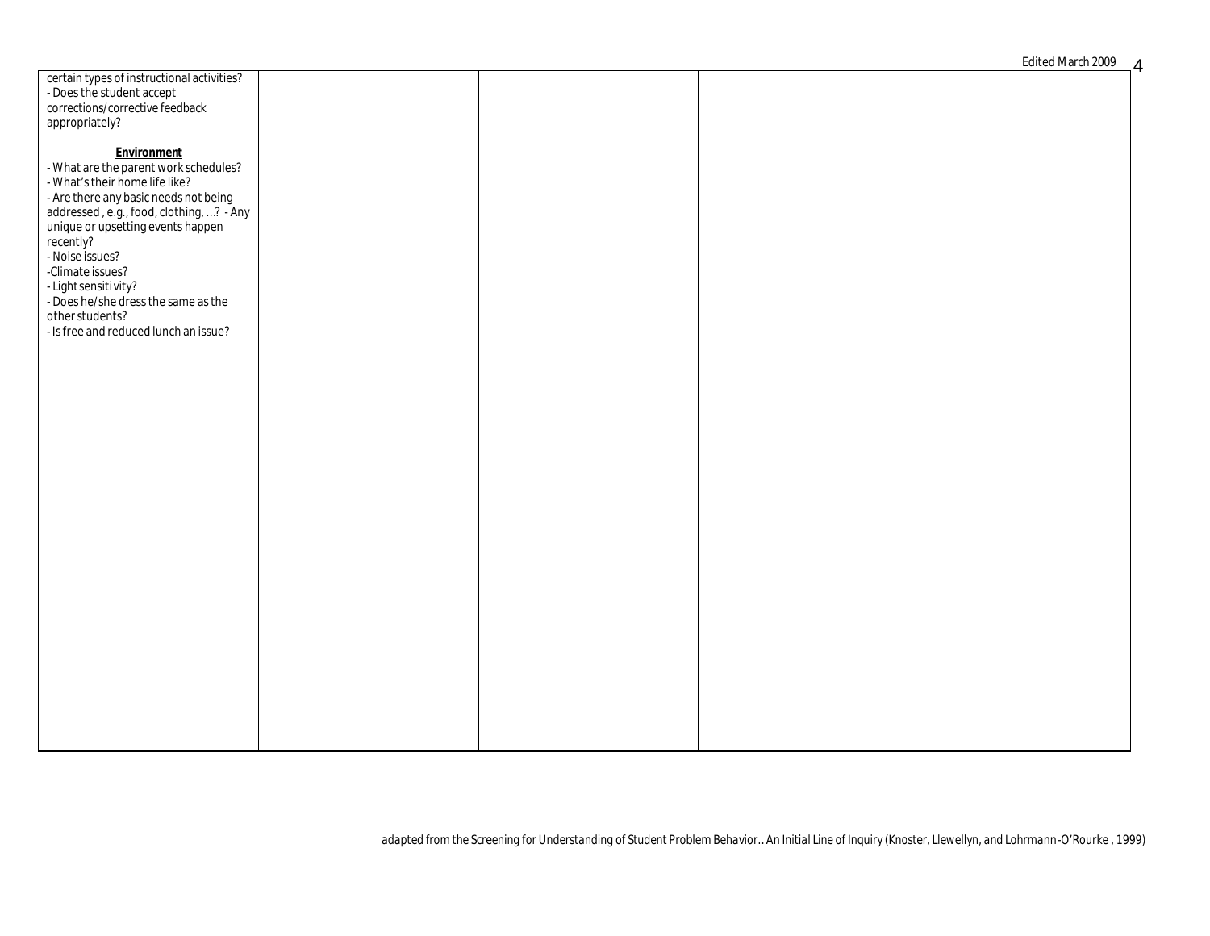| | | | | |
|---|---|---|---|---|
| certain types of instructional activities?<br>- Does the student accept corrections/corrective feedback appropriately?<br><br>**Environment**<br>- What are the parent work schedules?<br>- What's their home life like?<br>- Are there any basic needs not being addressed , e.g., food, clothing, …? - Any unique or upsetting events happen recently?<br>- Noise issues?<br>-Climate issues?<br>- Light sensitivity?<br>- Does he/she dress the same as the other students?<br>- Is free and reduced lunch an issue? | | | | |

adapted from the Screening for Understanding of Student Problem Behavior…An Initial Line of Inquiry (Knoster, Llewellyn, and Lohrmann-O'Rourke , 1999)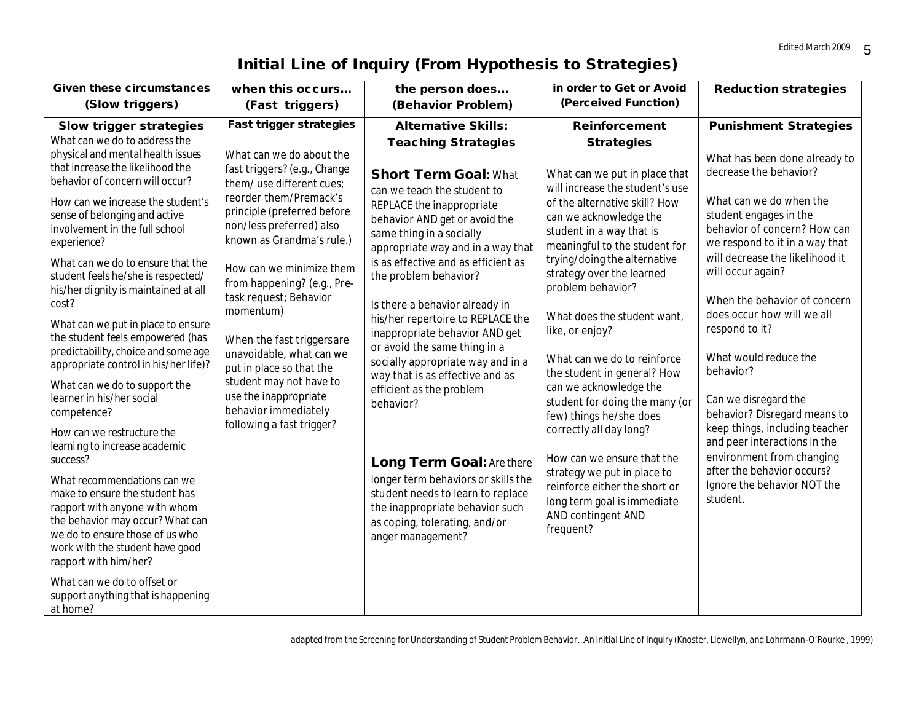# Initial Line of Inquiry (From Hypothesis to Strategies)

| Given these circumstances (Slow triggers) | when this occurs… (Fast triggers) | the person does… (Behavior Problem) | in order to Get or Avoid (Perceived Function) | Reduction strategies |
|---|---|---|---|---|
| **Slow trigger strategies**<br>What can we do to address the physical and mental health issues that increase the likelihood the behavior of concern will occur?<br><br>How can we increase the student's sense of belonging and active involvement in the full school experience?<br><br>What can we do to ensure that the student feels he/she is respected/ his/her dignity is maintained at all cost?<br><br>What can we put in place to ensure the student feels empowered (has predictability, choice and some age appropriate control in his/her life)?<br><br>What can we do to support the learner in his/her social competence?<br><br>How can we restructure the learning to increase academic success?<br><br>What recommendations can we make to ensure the student has rapport with anyone with whom the behavior may occur? What can we do to ensure those of us who work with the student have good rapport with him/her?<br><br>What can we do to offset or support anything that is happening at home? | **Fast trigger strategies**<br><br>What can we do about the fast triggers? (e.g., Change them/ use different cues; reorder them/Premack's principle (preferred before non/less preferred) also known as Grandma's rule.)<br><br>How can we minimize them from happening? (e.g., Pre-task request; Behavior momentum)<br><br>When the fast triggers are unavoidable, what can we put in place so that the student may not have to use the inappropriate behavior immediately following a fast trigger? | **Alternative Skills: Teaching Strategies**<br><br>**Short Term Goal**: What can we teach the student to REPLACE the inappropriate behavior AND get or avoid the same thing in a socially appropriate way and in a way that is as effective and as efficient as the problem behavior?<br><br>Is there a behavior already in his/her repertoire to REPLACE the inappropriate behavior AND get or avoid the same thing in a socially appropriate way and in a way that is as effective and as efficient as the problem behavior?<br><br>**Long Term Goal:** Are there longer term behaviors or skills the student needs to learn to replace the inappropriate behavior such as coping, tolerating, and/or anger management? | **Reinforcement Strategies**<br><br>What can we put in place that will increase the student's use of the alternative skill? How can we acknowledge the student in a way that is meaningful to the student for trying/doing the alternative strategy over the learned problem behavior?<br><br>What does the student want, like, or enjoy?<br><br>What can we do to reinforce the student in general? How can we acknowledge the student for doing the many (or few) things he/she does correctly all day long?<br><br>How can we ensure that the strategy we put in place to reinforce either the short or long term goal is immediate AND contingent AND frequent? | **Punishment Strategies**<br><br>What has been done already to decrease the behavior?<br><br>What can we do when the student engages in the behavior of concern? How can we respond to it in a way that will decrease the likelihood it will occur again?<br><br>When the behavior of concern does occur how will we all respond to it?<br><br>What would reduce the behavior?<br><br>Can we disregard the behavior? Disregard means to keep things, including teacher and peer interactions in the environment from changing after the behavior occurs? Ignore the behavior NOT the student. |

adapted from the Screening for Understanding of Student Problem Behavior…An Initial Line of Inquiry (Knoster, Llewellyn, and Lohrmann-O'Rourke , 1999)